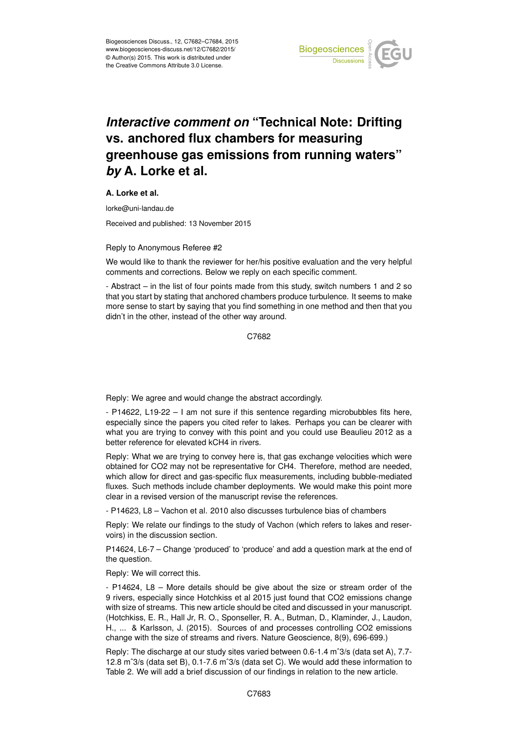# *Interactive comment on* "Technical Note: Drifting vs. anchored flux chambers for measuring greenhouse gas emissions from running waters" *by* A. Lorke et al.

**A. Lorke et al.**

lorke@uni-landau.de

Received and published: 13 November 2015

Reply to Anonymous Referee #2

We would like to thank the reviewer for her/his positive evaluation and the very helpful comments and corrections. Below we reply on each specific comment.

- Abstract – in the list of four points made from this study, switch numbers 1 and 2 so that you start by stating that anchored chambers produce turbulence. It seems to make more sense to start by saying that you find something in one method and then that you didn't in the other, instead of the other way around.

Reply: We agree and would change the abstract accordingly.

- P14622, L19-22 – I am not sure if this sentence regarding microbubbles fits here, especially since the papers you cited refer to lakes. Perhaps you can be clearer with what you are trying to convey with this point and you could use Beaulieu 2012 as a better reference for elevated kCH4 in rivers.

Reply: What we are trying to convey here is, that gas exchange velocities which were obtained for $CO_2$ may not be representative for $CH_4$. Therefore, method are needed, which allow for direct and gas-specific flux measurements, including bubble-mediated fluxes. Such methods include chamber deployments. We would make this point more clear in a revised version of the manuscript revise the references.

- P14623, L8 – Vachon et al. 2010 also discusses turbulence bias of chambers

Reply: We relate our findings to the study of Vachon (which refers to lakes and reservoirs) in the discussion section.

P14624, L6-7 – Change 'produced' to 'produce' and add a question mark at the end of the question.

Reply: We will correct this.

- P14624, L8 – More details should be give about the size or stream order of the 9 rivers, especially since Hotchkiss et al 2015 just found that CO2 emissions change with size of streams. This new article should be cited and discussed in your manuscript. (Hotchkiss, E. R., Hall Jr, R. O., Sponseller, R. A., Butman, D., Klaminder, J., Laudon, H., ... & Karlsson, J. (2015). Sources of and processes controlling CO2 emissions change with the size of streams and rivers. Nature Geoscience, 8(9), 696-699.)

Reply: The discharge at our study sites varied between 0.6-1.4 $m^3/s$ (data set A), 7.7-12.8 $m^3/s$ (data set B), 0.1-7.6 $m^3/s$ (data set C). We would add these information to Table 2. We will add a brief discussion of our findings in relation to the new article.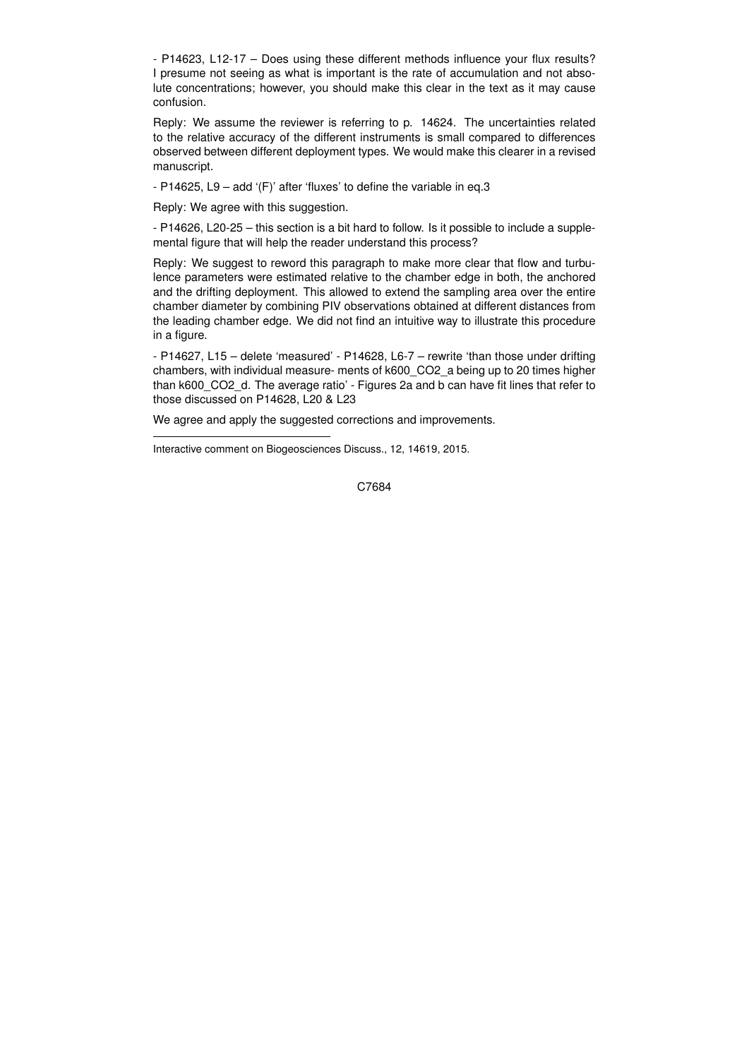- P14623, L12-17 – Does using these different methods influence your flux results? I presume not seeing as what is important is the rate of accumulation and not absolute concentrations; however, you should make this clear in the text as it may cause confusion.

Reply: We assume the reviewer is referring to p. 14624. The uncertainties related to the relative accuracy of the different instruments is small compared to differences observed between different deployment types. We would make this clearer in a revised manuscript.

- P14625, L9 – add '(F)' after 'fluxes' to define the variable in eq.3

Reply: We agree with this suggestion.

- P14626, L20-25 – this section is a bit hard to follow. Is it possible to include a supplemental figure that will help the reader understand this process?

Reply: We suggest to reword this paragraph to make more clear that flow and turbulence parameters were estimated relative to the chamber edge in both, the anchored and the drifting deployment. This allowed to extend the sampling area over the entire chamber diameter by combining PIV observations obtained at different distances from the leading chamber edge. We did not find an intuitive way to illustrate this procedure in a figure.

- P14627, L15 – delete 'measured' - P14628, L6-7 – rewrite 'than those under drifting chambers, with individual measure- ments of k600_CO2_a being up to 20 times higher than k600_CO2_d. The average ratio' - Figures 2a and b can have fit lines that refer to those discussed on P14628, L20 & L23

We agree and apply the suggested corrections and improvements.

---

Interactive comment on Biogeosciences Discuss., 12, 14619, 2015.